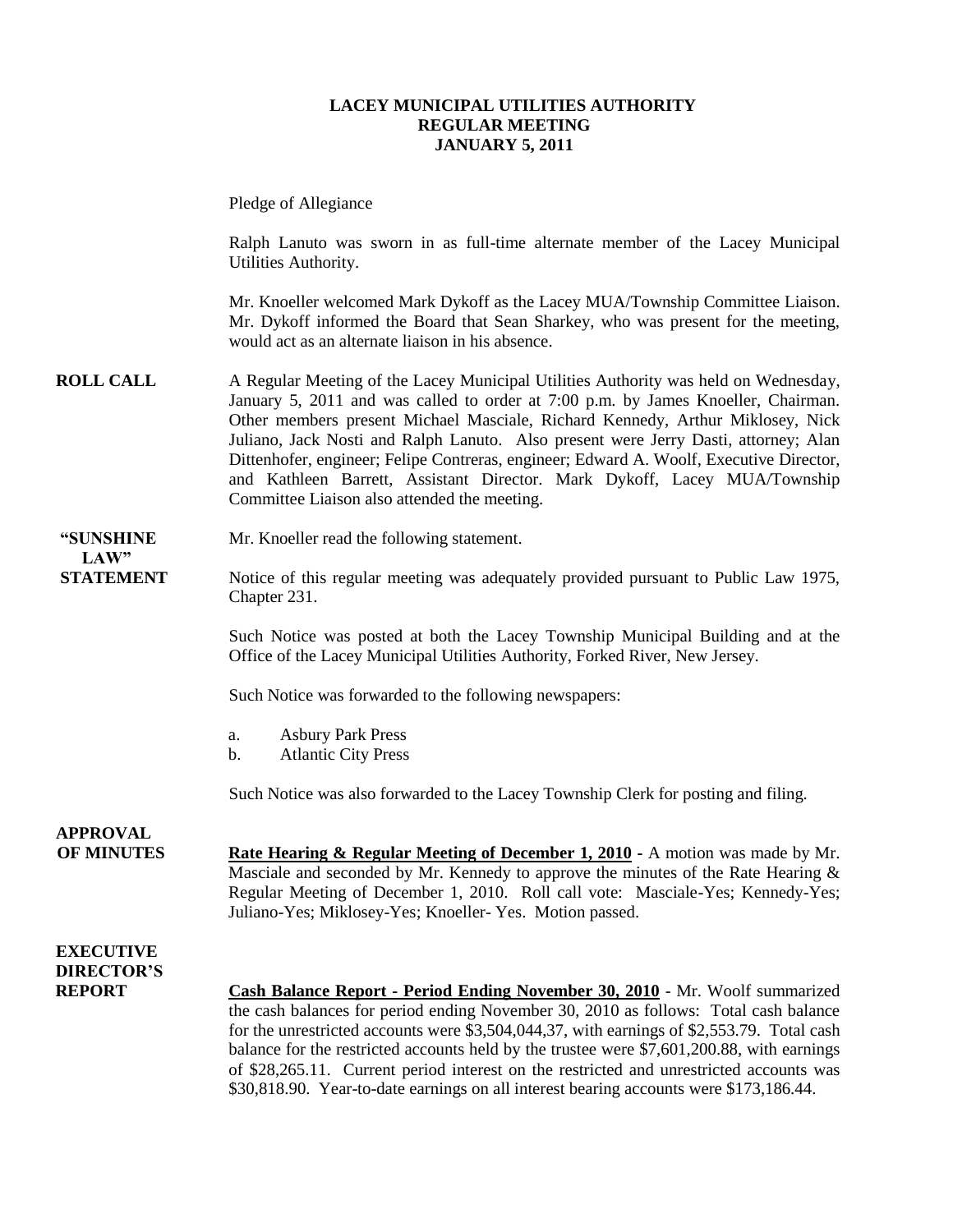# LACEY MUNICIPAL UTILITIES AUTHORITY
## REGULAR MEETING
## JANUARY 5, 2011

Pledge of Allegiance

Ralph Lanuto was sworn in as full-time alternate member of the Lacey Municipal Utilities Authority.

Mr. Knoeller welcomed Mark Dykoff as the Lacey MUA/Township Committee Liaison. Mr. Dykoff informed the Board that Sean Sharkey, who was present for the meeting, would act as an alternate liaison in his absence.

**ROLL CALL** A Regular Meeting of the Lacey Municipal Utilities Authority was held on Wednesday, January 5, 2011 and was called to order at 7:00 p.m. by James Knoeller, Chairman. Other members present Michael Masciale, Richard Kennedy, Arthur Miklosey, Nick Juliano, Jack Nosti and Ralph Lanuto. Also present were Jerry Dasti, attorney; Alan Dittenhofer, engineer; Felipe Contreras, engineer; Edward A. Woolf, Executive Director, and Kathleen Barrett, Assistant Director. Mark Dykoff, Lacey MUA/Township Committee Liaison also attended the meeting.

**"SUNSHINE LAW" STATEMENT** Mr. Knoeller read the following statement.

Notice of this regular meeting was adequately provided pursuant to Public Law 1975, Chapter 231.

Such Notice was posted at both the Lacey Township Municipal Building and at the Office of the Lacey Municipal Utilities Authority, Forked River, New Jersey.

Such Notice was forwarded to the following newspapers:

a. Asbury Park Press
b. Atlantic City Press

Such Notice was also forwarded to the Lacey Township Clerk for posting and filing.

**APPROVAL OF MINUTES** **Rate Hearing & Regular Meeting of December 1, 2010** - A motion was made by Mr. Masciale and seconded by Mr. Kennedy to approve the minutes of the Rate Hearing & Regular Meeting of December 1, 2010. Roll call vote: Masciale-Yes; Kennedy-Yes; Juliano-Yes; Miklosey-Yes; Knoeller- Yes. Motion passed.

**EXECUTIVE DIRECTOR'S REPORT** **Cash Balance Report - Period Ending November 30, 2010** - Mr. Woolf summarized the cash balances for period ending November 30, 2010 as follows: Total cash balance for the unrestricted accounts were $3,504,044,37, with earnings of $2,553.79. Total cash balance for the restricted accounts held by the trustee were $7,601,200.88, with earnings of $28,265.11. Current period interest on the restricted and unrestricted accounts was $30,818.90. Year-to-date earnings on all interest bearing accounts were $173,186.44.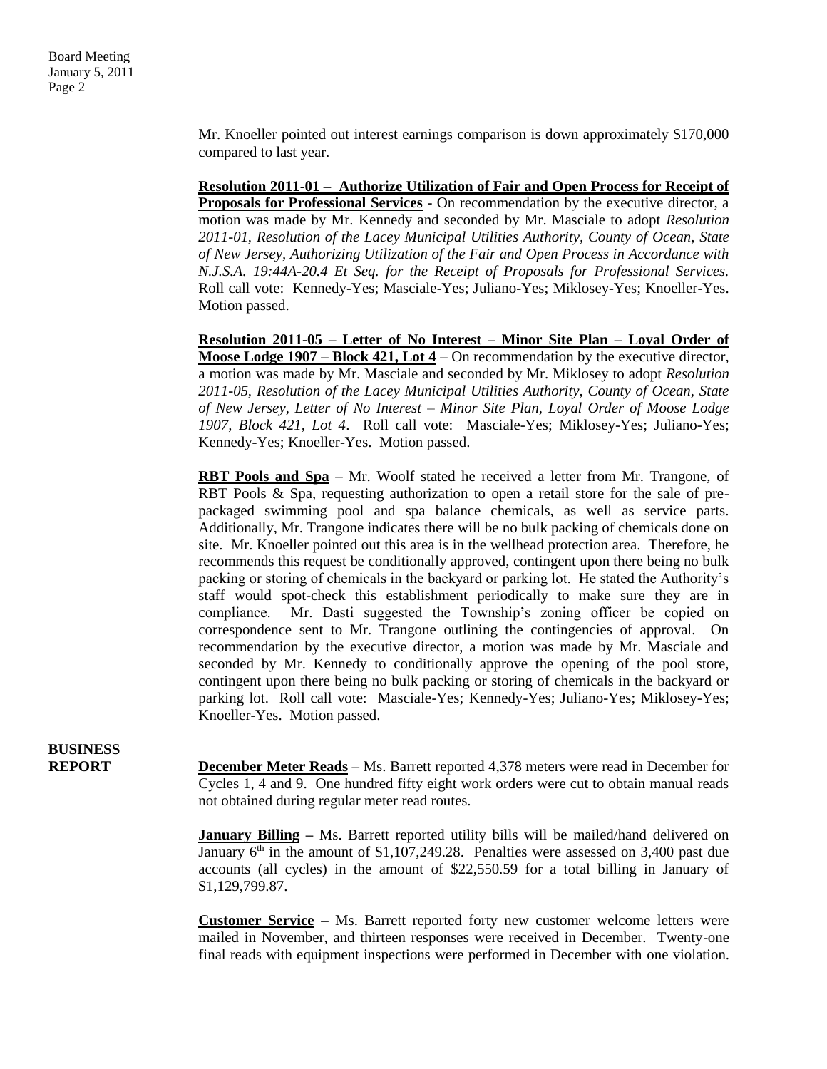Mr. Knoeller pointed out interest earnings comparison is down approximately $170,000 compared to last year.

**Resolution 2011-01 – Authorize Utilization of Fair and Open Process for Receipt of Proposals for Professional Services** - On recommendation by the executive director, a motion was made by Mr. Kennedy and seconded by Mr. Masciale to adopt *Resolution 2011-01, Resolution of the Lacey Municipal Utilities Authority, County of Ocean, State of New Jersey, Authorizing Utilization of the Fair and Open Process in Accordance with N.J.S.A. 19:44A-20.4 Et Seq. for the Receipt of Proposals for Professional Services.* Roll call vote: Kennedy-Yes; Masciale-Yes; Juliano-Yes; Miklosey-Yes; Knoeller-Yes. Motion passed.

**Resolution 2011-05 – Letter of No Interest – Minor Site Plan – Loyal Order of Moose Lodge 1907 – Block 421, Lot 4** – On recommendation by the executive director, a motion was made by Mr. Masciale and seconded by Mr. Miklosey to adopt *Resolution 2011-05, Resolution of the Lacey Municipal Utilities Authority, County of Ocean, State of New Jersey, Letter of No Interest – Minor Site Plan, Loyal Order of Moose Lodge 1907, Block 421, Lot 4*. Roll call vote: Masciale-Yes; Miklosey-Yes; Juliano-Yes; Kennedy-Yes; Knoeller-Yes. Motion passed.

**RBT Pools and Spa** – Mr. Woolf stated he received a letter from Mr. Trangone, of RBT Pools & Spa, requesting authorization to open a retail store for the sale of pre-packaged swimming pool and spa balance chemicals, as well as service parts. Additionally, Mr. Trangone indicates there will be no bulk packing of chemicals done on site. Mr. Knoeller pointed out this area is in the wellhead protection area. Therefore, he recommends this request be conditionally approved, contingent upon there being no bulk packing or storing of chemicals in the backyard or parking lot. He stated the Authority's staff would spot-check this establishment periodically to make sure they are in compliance. Mr. Dasti suggested the Township's zoning officer be copied on correspondence sent to Mr. Trangone outlining the contingencies of approval. On recommendation by the executive director, a motion was made by Mr. Masciale and seconded by Mr. Kennedy to conditionally approve the opening of the pool store, contingent upon there being no bulk packing or storing of chemicals in the backyard or parking lot. Roll call vote: Masciale-Yes; Kennedy-Yes; Juliano-Yes; Miklosey-Yes; Knoeller-Yes. Motion passed.

## BUSINESS REPORT

**December Meter Reads** – Ms. Barrett reported 4,378 meters were read in December for Cycles 1, 4 and 9. One hundred fifty eight work orders were cut to obtain manual reads not obtained during regular meter read routes.

**January Billing –** Ms. Barrett reported utility bills will be mailed/hand delivered on January 6th in the amount of $1,107,249.28. Penalties were assessed on 3,400 past due accounts (all cycles) in the amount of $22,550.59 for a total billing in January of $1,129,799.87.

**Customer Service –** Ms. Barrett reported forty new customer welcome letters were mailed in November, and thirteen responses were received in December. Twenty-one final reads with equipment inspections were performed in December with one violation.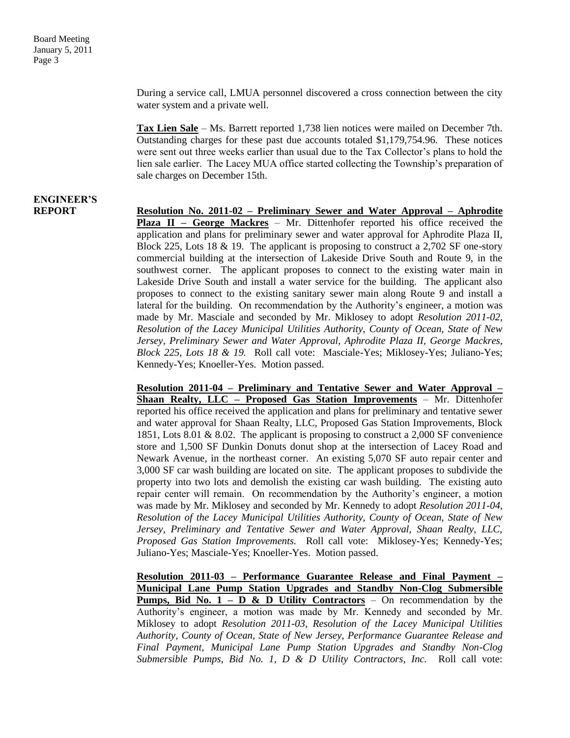During a service call, LMUA personnel discovered a cross connection between the city water system and a private well.

**Tax Lien Sale** – Ms. Barrett reported 1,738 lien notices were mailed on December 7th. Outstanding charges for these past due accounts totaled $1,179,754.96. These notices were sent out three weeks earlier than usual due to the Tax Collector's plans to hold the lien sale earlier. The Lacey MUA office started collecting the Township's preparation of sale charges on December 15th.

**ENGINEER'S REPORT**

**Resolution No. 2011-02 – Preliminary Sewer and Water Approval – Aphrodite Plaza II – George Mackres** – Mr. Dittenhofer reported his office received the application and plans for preliminary sewer and water approval for Aphrodite Plaza II, Block 225, Lots 18 & 19. The applicant is proposing to construct a 2,702 SF one-story commercial building at the intersection of Lakeside Drive South and Route 9, in the southwest corner. The applicant proposes to connect to the existing water main in Lakeside Drive South and install a water service for the building. The applicant also proposes to connect to the existing sanitary sewer main along Route 9 and install a lateral for the building. On recommendation by the Authority's engineer, a motion was made by Mr. Masciale and seconded by Mr. Miklosey to adopt *Resolution 2011-02, Resolution of the Lacey Municipal Utilities Authority, County of Ocean, State of New Jersey, Preliminary Sewer and Water Approval, Aphrodite Plaza II, George Mackres, Block 225, Lots 18 & 19.* Roll call vote: Masciale-Yes; Miklosey-Yes; Juliano-Yes; Kennedy-Yes; Knoeller-Yes. Motion passed.

**Resolution 2011-04 – Preliminary and Tentative Sewer and Water Approval – Shaan Realty, LLC – Proposed Gas Station Improvements** – Mr. Dittenhofer reported his office received the application and plans for preliminary and tentative sewer and water approval for Shaan Realty, LLC, Proposed Gas Station Improvements, Block 1851, Lots 8.01 & 8.02. The applicant is proposing to construct a 2,000 SF convenience store and 1,500 SF Dunkin Donuts donut shop at the intersection of Lacey Road and Newark Avenue, in the northeast corner. An existing 5,070 SF auto repair center and 3,000 SF car wash building are located on site. The applicant proposes to subdivide the property into two lots and demolish the existing car wash building. The existing auto repair center will remain. On recommendation by the Authority's engineer, a motion was made by Mr. Miklosey and seconded by Mr. Kennedy to adopt *Resolution 2011-04, Resolution of the Lacey Municipal Utilities Authority, County of Ocean, State of New Jersey, Preliminary and Tentative Sewer and Water Approval, Shaan Realty, LLC, Proposed Gas Station Improvements.* Roll call vote: Miklosey-Yes; Kennedy-Yes; Juliano-Yes; Masciale-Yes; Knoeller-Yes. Motion passed.

**Resolution 2011-03 – Performance Guarantee Release and Final Payment – Municipal Lane Pump Station Upgrades and Standby Non-Clog Submersible Pumps, Bid No. 1 – D & D Utility Contractors** – On recommendation by the Authority's engineer, a motion was made by Mr. Kennedy and seconded by Mr. Miklosey to adopt *Resolution 2011-03, Resolution of the Lacey Municipal Utilities Authority, County of Ocean, State of New Jersey, Performance Guarantee Release and Final Payment, Municipal Lane Pump Station Upgrades and Standby Non-Clog Submersible Pumps, Bid No. 1, D & D Utility Contractors, Inc.* Roll call vote: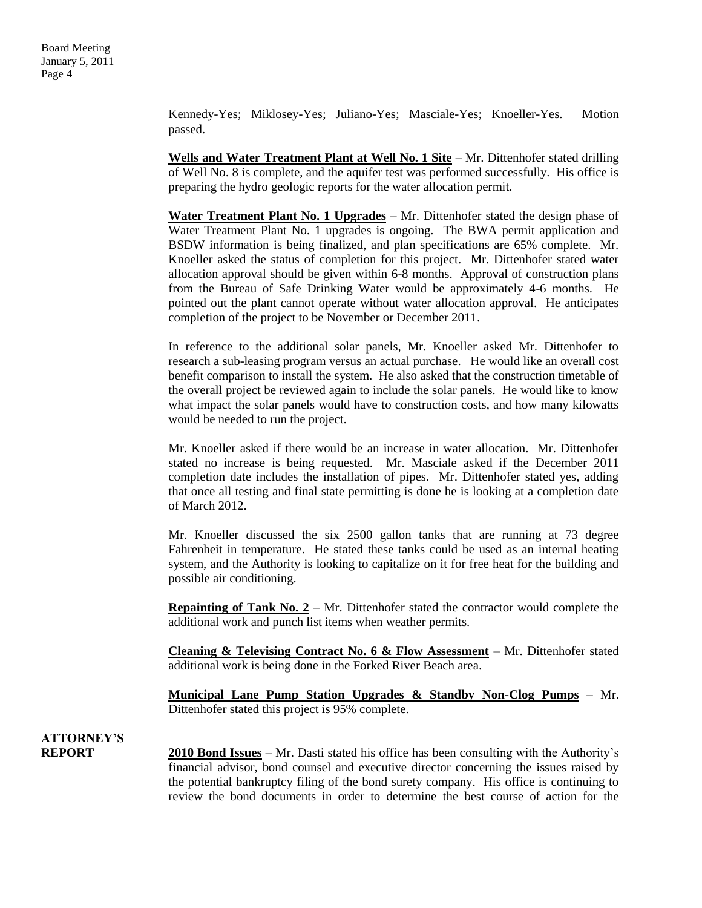Kennedy-Yes; Miklosey-Yes; Juliano-Yes; Masciale-Yes; Knoeller-Yes. Motion passed.

**Wells and Water Treatment Plant at Well No. 1 Site** – Mr. Dittenhofer stated drilling of Well No. 8 is complete, and the aquifer test was performed successfully. His office is preparing the hydro geologic reports for the water allocation permit.

**Water Treatment Plant No. 1 Upgrades** – Mr. Dittenhofer stated the design phase of Water Treatment Plant No. 1 upgrades is ongoing. The BWA permit application and BSDW information is being finalized, and plan specifications are 65% complete. Mr. Knoeller asked the status of completion for this project. Mr. Dittenhofer stated water allocation approval should be given within 6-8 months. Approval of construction plans from the Bureau of Safe Drinking Water would be approximately 4-6 months. He pointed out the plant cannot operate without water allocation approval. He anticipates completion of the project to be November or December 2011.

In reference to the additional solar panels, Mr. Knoeller asked Mr. Dittenhofer to research a sub-leasing program versus an actual purchase. He would like an overall cost benefit comparison to install the system. He also asked that the construction timetable of the overall project be reviewed again to include the solar panels. He would like to know what impact the solar panels would have to construction costs, and how many kilowatts would be needed to run the project.

Mr. Knoeller asked if there would be an increase in water allocation. Mr. Dittenhofer stated no increase is being requested. Mr. Masciale asked if the December 2011 completion date includes the installation of pipes. Mr. Dittenhofer stated yes, adding that once all testing and final state permitting is done he is looking at a completion date of March 2012.

Mr. Knoeller discussed the six 2500 gallon tanks that are running at 73 degree Fahrenheit in temperature. He stated these tanks could be used as an internal heating system, and the Authority is looking to capitalize on it for free heat for the building and possible air conditioning.

**Repainting of Tank No. 2** – Mr. Dittenhofer stated the contractor would complete the additional work and punch list items when weather permits.

**Cleaning & Televising Contract No. 6 & Flow Assessment** – Mr. Dittenhofer stated additional work is being done in the Forked River Beach area.

**Municipal Lane Pump Station Upgrades & Standby Non-Clog Pumps** – Mr. Dittenhofer stated this project is 95% complete.

## ATTORNEY'S REPORT

**2010 Bond Issues** – Mr. Dasti stated his office has been consulting with the Authority's financial advisor, bond counsel and executive director concerning the issues raised by the potential bankruptcy filing of the bond surety company. His office is continuing to review the bond documents in order to determine the best course of action for the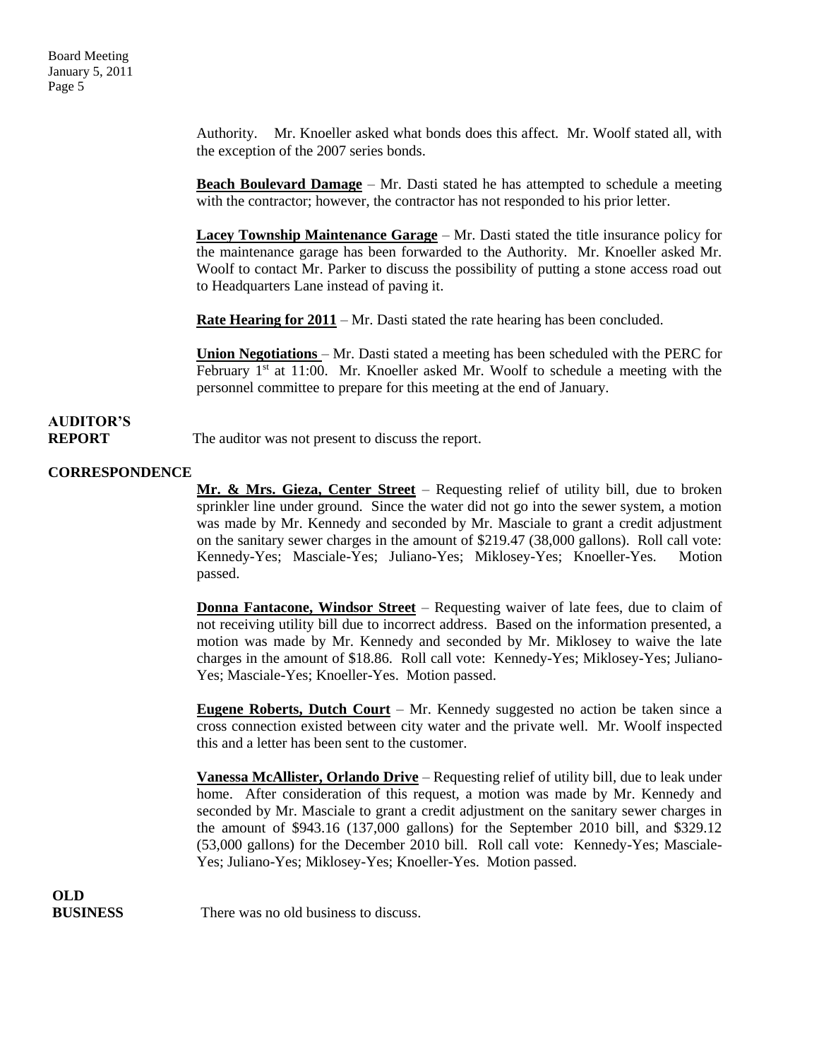Authority. Mr. Knoeller asked what bonds does this affect. Mr. Woolf stated all, with the exception of the 2007 series bonds.

**Beach Boulevard Damage** – Mr. Dasti stated he has attempted to schedule a meeting with the contractor; however, the contractor has not responded to his prior letter.

**Lacey Township Maintenance Garage** – Mr. Dasti stated the title insurance policy for the maintenance garage has been forwarded to the Authority. Mr. Knoeller asked Mr. Woolf to contact Mr. Parker to discuss the possibility of putting a stone access road out to Headquarters Lane instead of paving it.

**Rate Hearing for 2011** – Mr. Dasti stated the rate hearing has been concluded.

**Union Negotiations** – Mr. Dasti stated a meeting has been scheduled with the PERC for February 1st at 11:00. Mr. Knoeller asked Mr. Woolf to schedule a meeting with the personnel committee to prepare for this meeting at the end of January.

**AUDITOR'S REPORT**

The auditor was not present to discuss the report.

**CORRESPONDENCE**

**Mr. & Mrs. Gieza, Center Street** – Requesting relief of utility bill, due to broken sprinkler line under ground. Since the water did not go into the sewer system, a motion was made by Mr. Kennedy and seconded by Mr. Masciale to grant a credit adjustment on the sanitary sewer charges in the amount of $219.47 (38,000 gallons). Roll call vote: Kennedy-Yes; Masciale-Yes; Juliano-Yes; Miklosey-Yes; Knoeller-Yes. Motion passed.

**Donna Fantacone, Windsor Street** – Requesting waiver of late fees, due to claim of not receiving utility bill due to incorrect address. Based on the information presented, a motion was made by Mr. Kennedy and seconded by Mr. Miklosey to waive the late charges in the amount of $18.86. Roll call vote: Kennedy-Yes; Miklosey-Yes; Juliano-Yes; Masciale-Yes; Knoeller-Yes. Motion passed.

**Eugene Roberts, Dutch Court** – Mr. Kennedy suggested no action be taken since a cross connection existed between city water and the private well. Mr. Woolf inspected this and a letter has been sent to the customer.

**Vanessa McAllister, Orlando Drive** – Requesting relief of utility bill, due to leak under home. After consideration of this request, a motion was made by Mr. Kennedy and seconded by Mr. Masciale to grant a credit adjustment on the sanitary sewer charges in the amount of $943.16 (137,000 gallons) for the September 2010 bill, and $329.12 (53,000 gallons) for the December 2010 bill. Roll call vote: Kennedy-Yes; Masciale-Yes; Juliano-Yes; Miklosey-Yes; Knoeller-Yes. Motion passed.

**OLD BUSINESS**

There was no old business to discuss.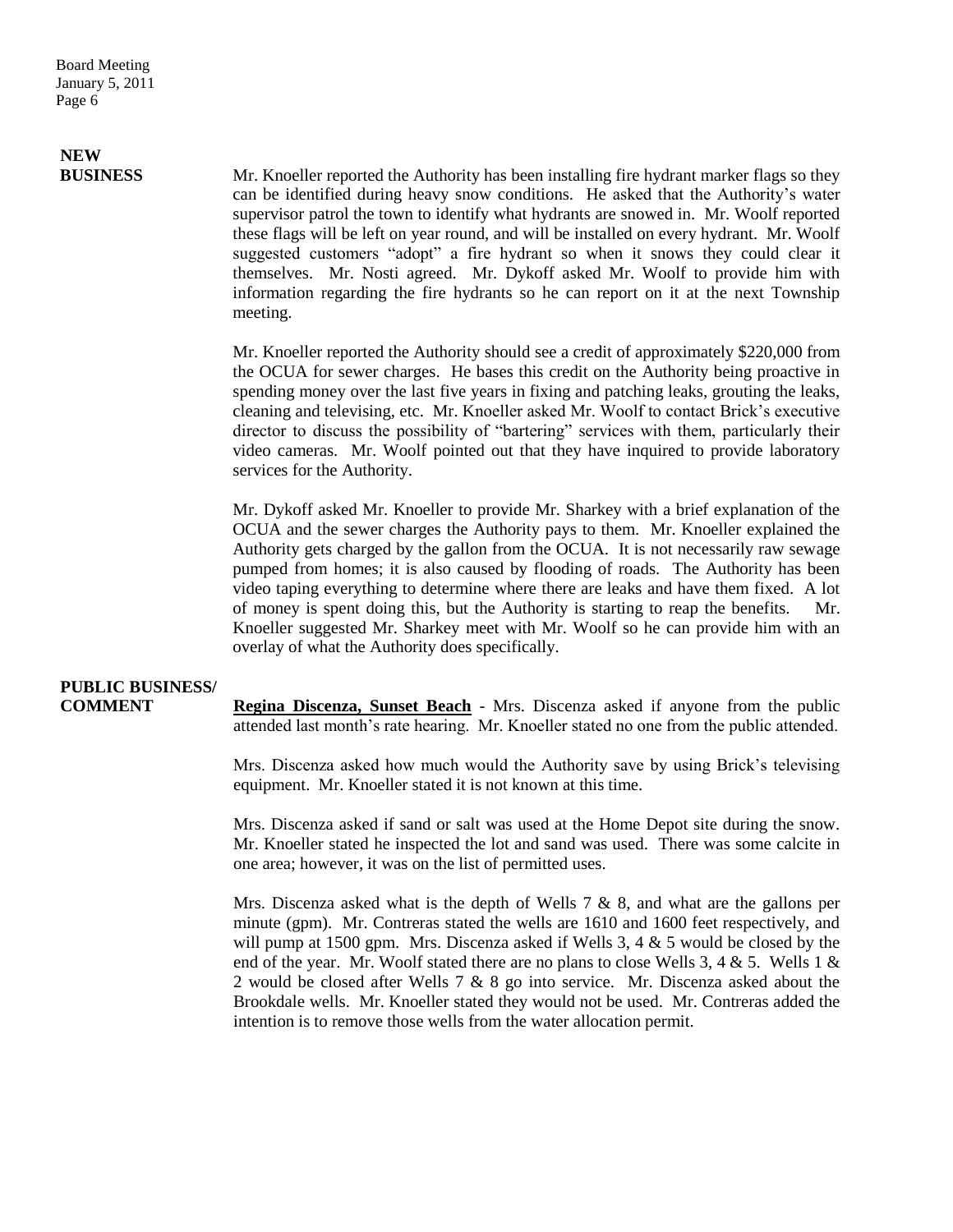**NEW BUSINESS**

Mr. Knoeller reported the Authority has been installing fire hydrant marker flags so they can be identified during heavy snow conditions. He asked that the Authority's water supervisor patrol the town to identify what hydrants are snowed in. Mr. Woolf reported these flags will be left on year round, and will be installed on every hydrant. Mr. Woolf suggested customers "adopt" a fire hydrant so when it snows they could clear it themselves. Mr. Nosti agreed. Mr. Dykoff asked Mr. Woolf to provide him with information regarding the fire hydrants so he can report on it at the next Township meeting.

Mr. Knoeller reported the Authority should see a credit of approximately $220,000 from the OCUA for sewer charges. He bases this credit on the Authority being proactive in spending money over the last five years in fixing and patching leaks, grouting the leaks, cleaning and televising, etc. Mr. Knoeller asked Mr. Woolf to contact Brick's executive director to discuss the possibility of "bartering" services with them, particularly their video cameras. Mr. Woolf pointed out that they have inquired to provide laboratory services for the Authority.

Mr. Dykoff asked Mr. Knoeller to provide Mr. Sharkey with a brief explanation of the OCUA and the sewer charges the Authority pays to them. Mr. Knoeller explained the Authority gets charged by the gallon from the OCUA. It is not necessarily raw sewage pumped from homes; it is also caused by flooding of roads. The Authority has been video taping everything to determine where there are leaks and have them fixed. A lot of money is spent doing this, but the Authority is starting to reap the benefits. Mr. Knoeller suggested Mr. Sharkey meet with Mr. Woolf so he can provide him with an overlay of what the Authority does specifically.

**PUBLIC BUSINESS/ COMMENT**

**Regina Discenza, Sunset Beach** - Mrs. Discenza asked if anyone from the public attended last month's rate hearing. Mr. Knoeller stated no one from the public attended.

Mrs. Discenza asked how much would the Authority save by using Brick's televising equipment. Mr. Knoeller stated it is not known at this time.

Mrs. Discenza asked if sand or salt was used at the Home Depot site during the snow. Mr. Knoeller stated he inspected the lot and sand was used. There was some calcite in one area; however, it was on the list of permitted uses.

Mrs. Discenza asked what is the depth of Wells 7 & 8, and what are the gallons per minute (gpm). Mr. Contreras stated the wells are 1610 and 1600 feet respectively, and will pump at 1500 gpm. Mrs. Discenza asked if Wells 3, 4 & 5 would be closed by the end of the year. Mr. Woolf stated there are no plans to close Wells 3, 4 & 5. Wells 1 & 2 would be closed after Wells 7 & 8 go into service. Mr. Discenza asked about the Brookdale wells. Mr. Knoeller stated they would not be used. Mr. Contreras added the intention is to remove those wells from the water allocation permit.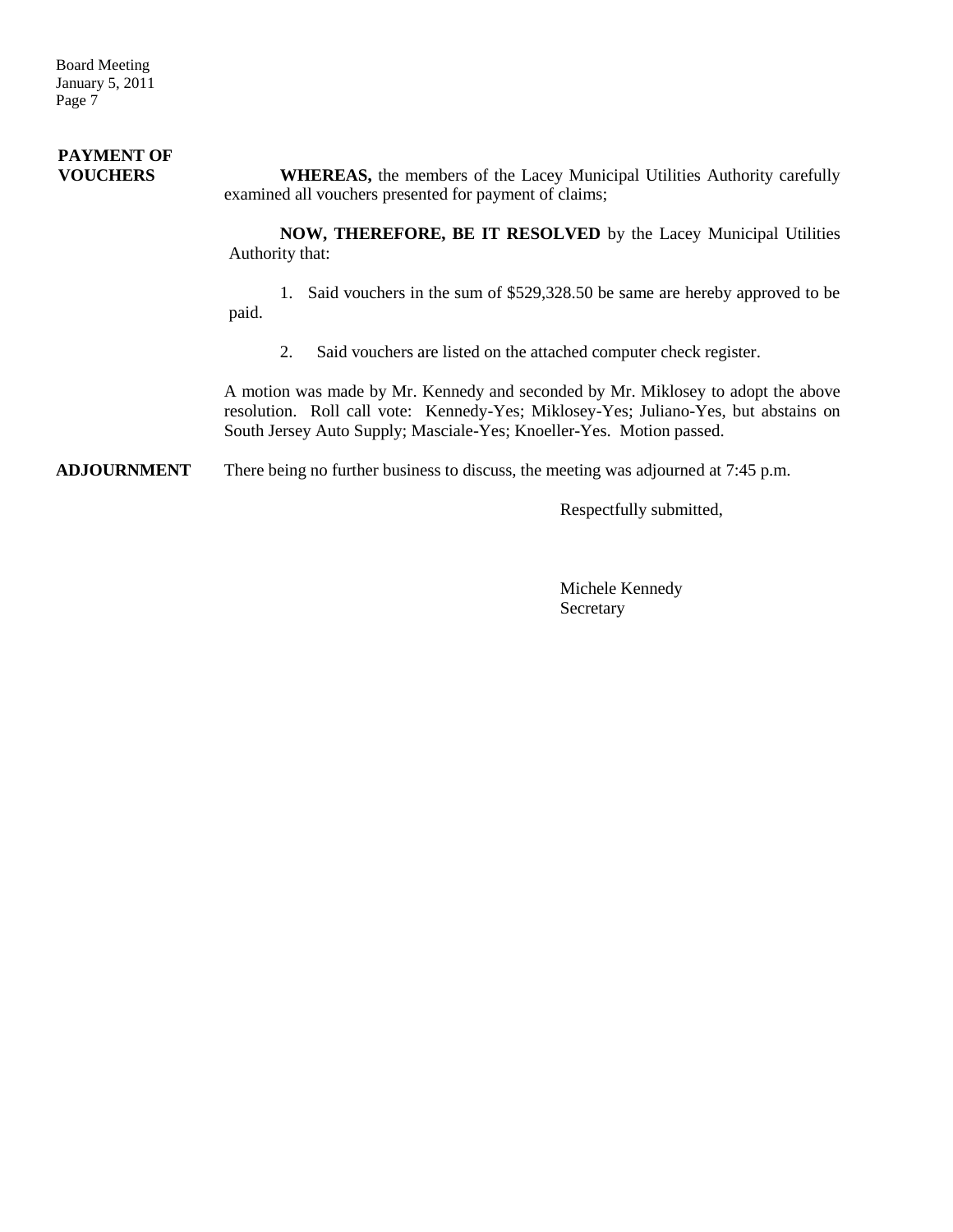**PAYMENT OF VOUCHERS**

**WHEREAS,** the members of the Lacey Municipal Utilities Authority carefully examined all vouchers presented for payment of claims;

**NOW, THEREFORE, BE IT RESOLVED** by the Lacey Municipal Utilities Authority that:

1. Said vouchers in the sum of $529,328.50 be same are hereby approved to be paid.
2. Said vouchers are listed on the attached computer check register.

A motion was made by Mr. Kennedy and seconded by Mr. Miklosey to adopt the above resolution. Roll call vote: Kennedy-Yes; Miklosey-Yes; Juliano-Yes, but abstains on South Jersey Auto Supply; Masciale-Yes; Knoeller-Yes. Motion passed.

**ADJOURNMENT**

There being no further business to discuss, the meeting was adjourned at 7:45 p.m.

Respectfully submitted,

Michele Kennedy
Secretary